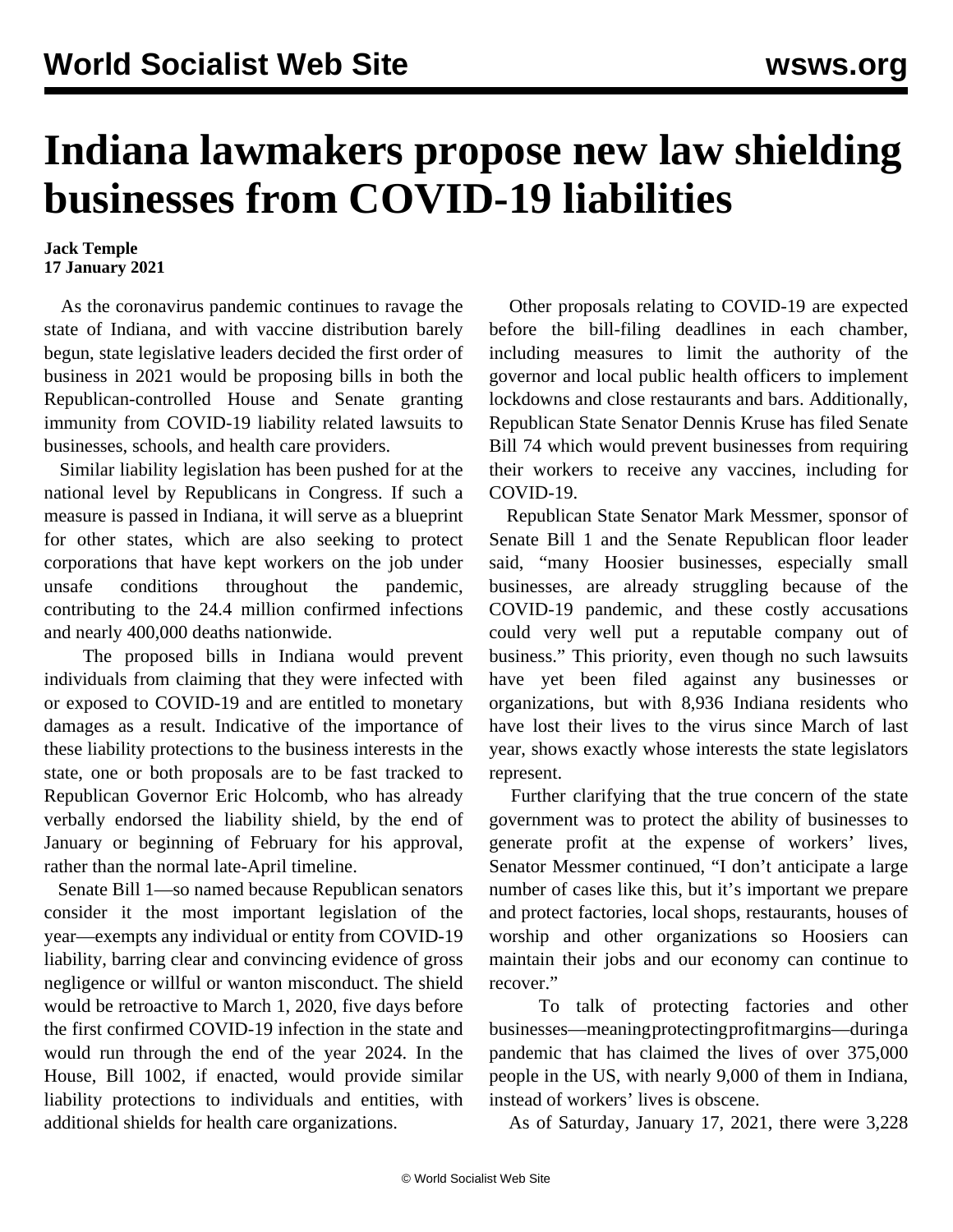# Indiana lawmakers propose new law shielding businesses from COVID-19 liabilities

**Jack Temple**
**17 January 2021**

As the coronavirus pandemic continues to ravage the state of Indiana, and with vaccine distribution barely begun, state legislative leaders decided the first order of business in 2021 would be proposing bills in both the Republican-controlled House and Senate granting immunity from COVID-19 liability related lawsuits to businesses, schools, and health care providers.

Similar liability legislation has been pushed for at the national level by Republicans in Congress. If such a measure is passed in Indiana, it will serve as a blueprint for other states, which are also seeking to protect corporations that have kept workers on the job under unsafe conditions throughout the pandemic, contributing to the 24.4 million confirmed infections and nearly 400,000 deaths nationwide.

The proposed bills in Indiana would prevent individuals from claiming that they were infected with or exposed to COVID-19 and are entitled to monetary damages as a result. Indicative of the importance of these liability protections to the business interests in the state, one or both proposals are to be fast tracked to Republican Governor Eric Holcomb, who has already verbally endorsed the liability shield, by the end of January or beginning of February for his approval, rather than the normal late-April timeline.

Senate Bill 1—so named because Republican senators consider it the most important legislation of the year—exempts any individual or entity from COVID-19 liability, barring clear and convincing evidence of gross negligence or willful or wanton misconduct. The shield would be retroactive to March 1, 2020, five days before the first confirmed COVID-19 infection in the state and would run through the end of the year 2024. In the House, Bill 1002, if enacted, would provide similar liability protections to individuals and entities, with additional shields for health care organizations.

Other proposals relating to COVID-19 are expected before the bill-filing deadlines in each chamber, including measures to limit the authority of the governor and local public health officers to implement lockdowns and close restaurants and bars. Additionally, Republican State Senator Dennis Kruse has filed Senate Bill 74 which would prevent businesses from requiring their workers to receive any vaccines, including for COVID-19.

Republican State Senator Mark Messmer, sponsor of Senate Bill 1 and the Senate Republican floor leader said, "many Hoosier businesses, especially small businesses, are already struggling because of the COVID-19 pandemic, and these costly accusations could very well put a reputable company out of business." This priority, even though no such lawsuits have yet been filed against any businesses or organizations, but with 8,936 Indiana residents who have lost their lives to the virus since March of last year, shows exactly whose interests the state legislators represent.

Further clarifying that the true concern of the state government was to protect the ability of businesses to generate profit at the expense of workers' lives, Senator Messmer continued, "I don't anticipate a large number of cases like this, but it's important we prepare and protect factories, local shops, restaurants, houses of worship and other organizations so Hoosiers can maintain their jobs and our economy can continue to recover."

To talk of protecting factories and other businesses—meaning protecting profit margins—during a pandemic that has claimed the lives of over 375,000 people in the US, with nearly 9,000 of them in Indiana, instead of workers' lives is obscene.

As of Saturday, January 17, 2021, there were 3,228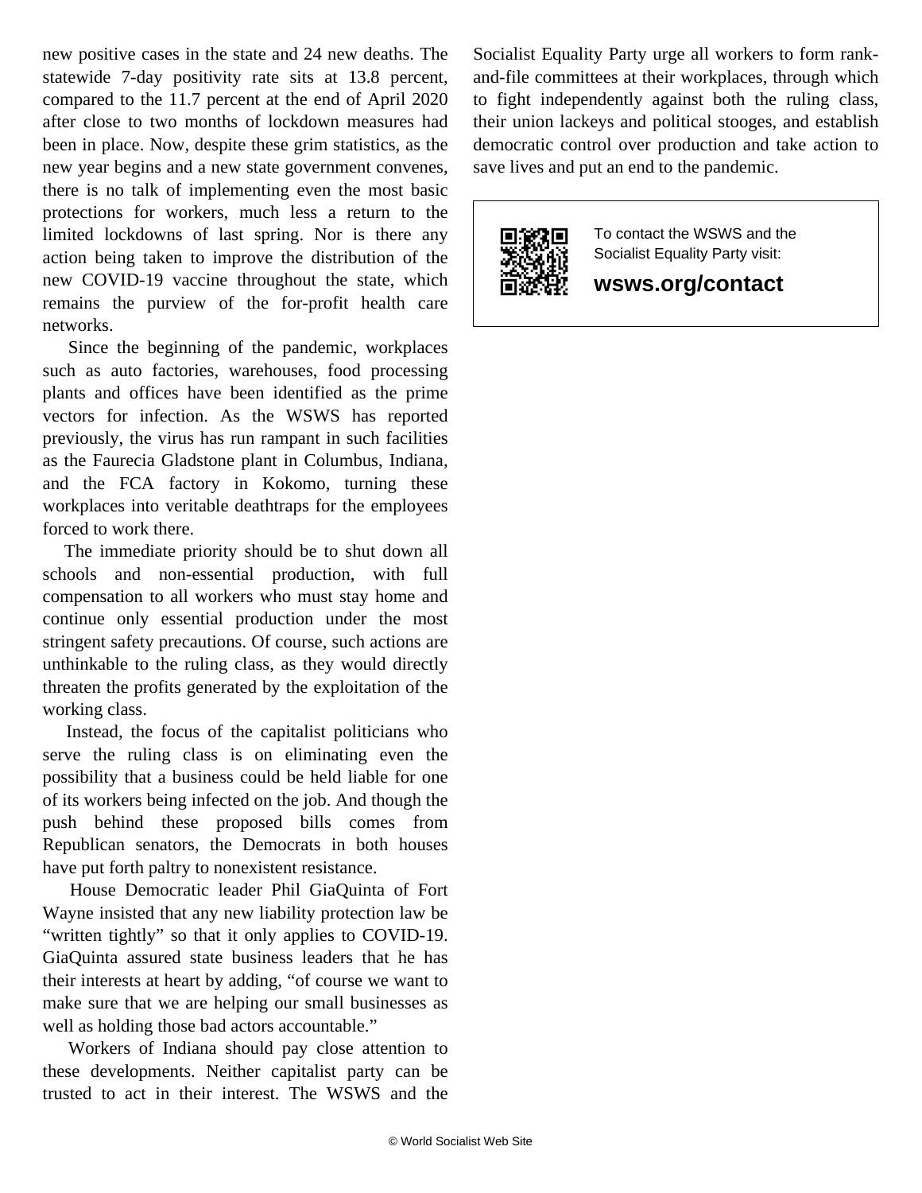new positive cases in the state and 24 new deaths. The statewide 7-day positivity rate sits at 13.8 percent, compared to the 11.7 percent at the end of April 2020 after close to two months of lockdown measures had been in place. Now, despite these grim statistics, as the new year begins and a new state government convenes, there is no talk of implementing even the most basic protections for workers, much less a return to the limited lockdowns of last spring. Nor is there any action being taken to improve the distribution of the new COVID-19 vaccine throughout the state, which remains the purview of the for-profit health care networks.

Since the beginning of the pandemic, workplaces such as auto factories, warehouses, food processing plants and offices have been identified as the prime vectors for infection. As the WSWS has reported previously, the virus has run rampant in such facilities as the Faurecia Gladstone plant in Columbus, Indiana, and the FCA factory in Kokomo, turning these workplaces into veritable deathtraps for the employees forced to work there.

The immediate priority should be to shut down all schools and non-essential production, with full compensation to all workers who must stay home and continue only essential production under the most stringent safety precautions. Of course, such actions are unthinkable to the ruling class, as they would directly threaten the profits generated by the exploitation of the working class.

Instead, the focus of the capitalist politicians who serve the ruling class is on eliminating even the possibility that a business could be held liable for one of its workers being infected on the job. And though the push behind these proposed bills comes from Republican senators, the Democrats in both houses have put forth paltry to nonexistent resistance.

House Democratic leader Phil GiaQuinta of Fort Wayne insisted that any new liability protection law be "written tightly" so that it only applies to COVID-19. GiaQuinta assured state business leaders that he has their interests at heart by adding, "of course we want to make sure that we are helping our small businesses as well as holding those bad actors accountable."

Workers of Indiana should pay close attention to these developments. Neither capitalist party can be trusted to act in their interest. The WSWS and the Socialist Equality Party urge all workers to form rank-and-file committees at their workplaces, through which to fight independently against both the ruling class, their union lackeys and political stooges, and establish democratic control over production and take action to save lives and put an end to the pandemic.

To contact the WSWS and the Socialist Equality Party visit:

**wsws.org/contact**